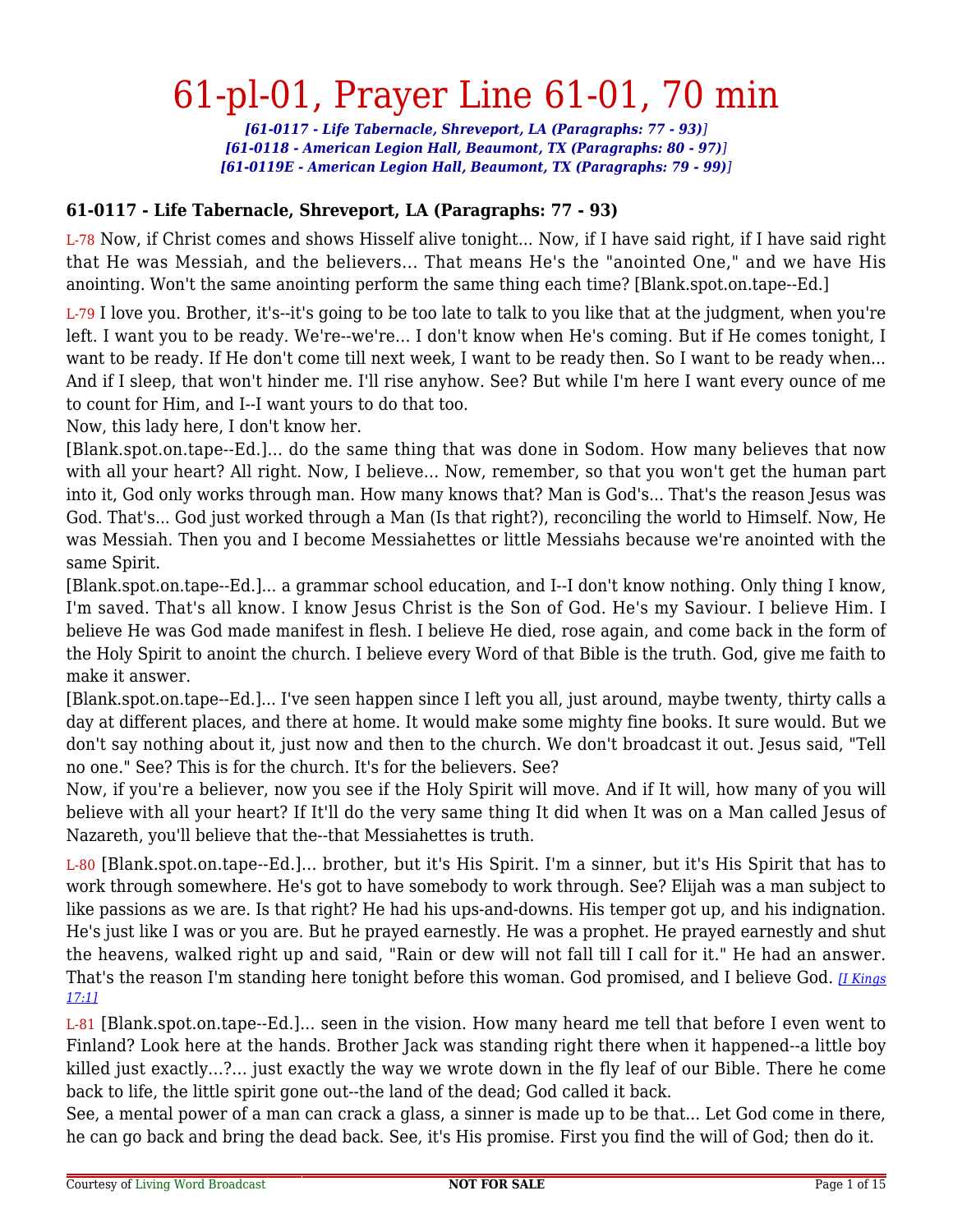# 61-pl-01, Prayer Line 61-01, 70 min

***[61-0117 - Life Tabernacle, Shreveport, LA (Paragraphs: 77 - 93)]***
***[61-0118 - American Legion Hall, Beaumont, TX (Paragraphs: 80 - 97)]***
***[61-0119E - American Legion Hall, Beaumont, TX (Paragraphs: 79 - 99)]***

### 61-0117 - Life Tabernacle, Shreveport, LA (Paragraphs: 77 - 93)

L-78 Now, if Christ comes and shows Hisself alive tonight... Now, if I have said right, if I have said right that He was Messiah, and the believers... That means He's the "anointed One," and we have His anointing. Won't the same anointing perform the same thing each time? [Blank.spot.on.tape--Ed.]

L-79 I love you. Brother, it's--it's going to be too late to talk to you like that at the judgment, when you're left. I want you to be ready. We're--we're... I don't know when He's coming. But if He comes tonight, I want to be ready. If He don't come till next week, I want to be ready then. So I want to be ready when... And if I sleep, that won't hinder me. I'll rise anyhow. See? But while I'm here I want every ounce of me to count for Him, and I--I want yours to do that too.
Now, this lady here, I don't know her.
[Blank.spot.on.tape--Ed.]... do the same thing that was done in Sodom. How many believes that now with all your heart? All right. Now, I believe... Now, remember, so that you won't get the human part into it, God only works through man. How many knows that? Man is God's... That's the reason Jesus was God. That's... God just worked through a Man (Is that right?), reconciling the world to Himself. Now, He was Messiah. Then you and I become Messiahettes or little Messiahs because we're anointed with the same Spirit.
[Blank.spot.on.tape--Ed.]... a grammar school education, and I--I don't know nothing. Only thing I know, I'm saved. That's all know. I know Jesus Christ is the Son of God. He's my Saviour. I believe Him. I believe He was God made manifest in flesh. I believe He died, rose again, and come back in the form of the Holy Spirit to anoint the church. I believe every Word of that Bible is the truth. God, give me faith to make it answer.
[Blank.spot.on.tape--Ed.]... I've seen happen since I left you all, just around, maybe twenty, thirty calls a day at different places, and there at home. It would make some mighty fine books. It sure would. But we don't say nothing about it, just now and then to the church. We don't broadcast it out. Jesus said, "Tell no one." See? This is for the church. It's for the believers. See?
Now, if you're a believer, now you see if the Holy Spirit will move. And if It will, how many of you will believe with all your heart? If It'll do the very same thing It did when It was on a Man called Jesus of Nazareth, you'll believe that the--that Messiahettes is truth.

L-80 [Blank.spot.on.tape--Ed.]... brother, but it's His Spirit. I'm a sinner, but it's His Spirit that has to work through somewhere. He's got to have somebody to work through. See? Elijah was a man subject to like passions as we are. Is that right? He had his ups-and-downs. His temper got up, and his indignation. He's just like I was or you are. But he prayed earnestly. He was a prophet. He prayed earnestly and shut the heavens, walked right up and said, "Rain or dew will not fall till I call for it." He had an answer. That's the reason I'm standing here tonight before this woman. God promised, and I believe God. *[I Kings 17:1]*

L-81 [Blank.spot.on.tape--Ed.]... seen in the vision. How many heard me tell that before I even went to Finland? Look here at the hands. Brother Jack was standing right there when it happened--a little boy killed just exactly...?... just exactly the way we wrote down in the fly leaf of our Bible. There he come back to life, the little spirit gone out--the land of the dead; God called it back.
See, a mental power of a man can crack a glass, a sinner is made up to be that... Let God come in there, he can go back and bring the dead back. See, it's His promise. First you find the will of God; then do it.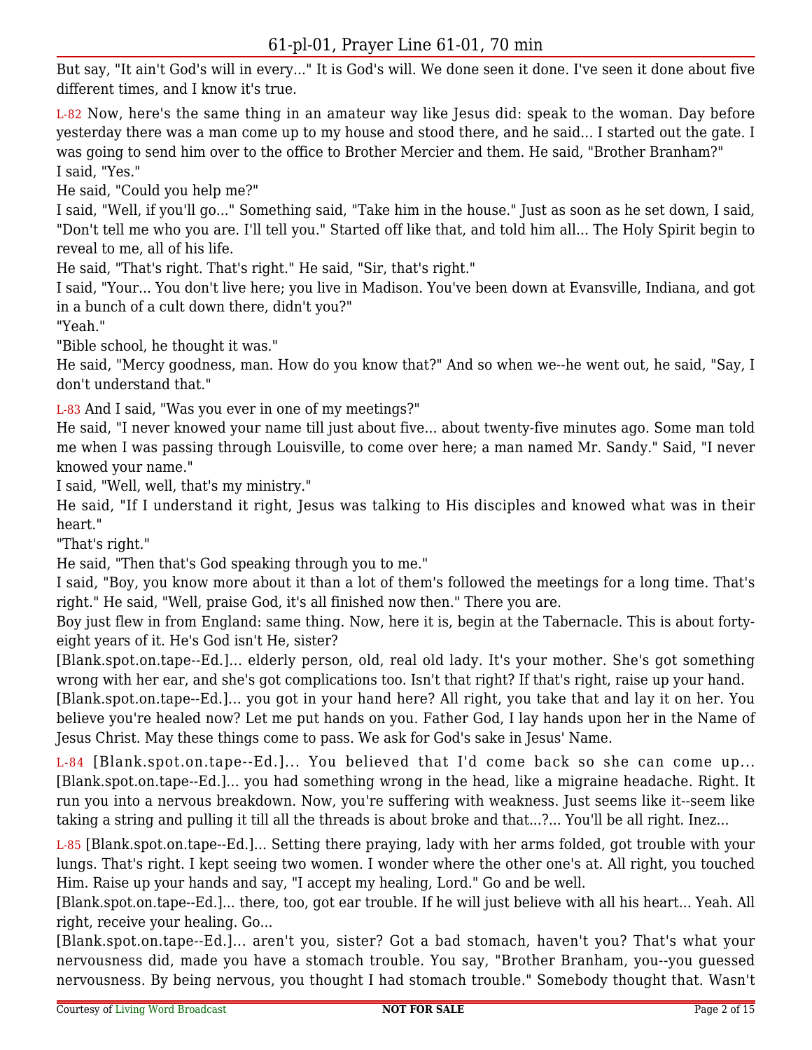But say, "It ain't God's will in every..." It is God's will. We done seen it done. I've seen it done about five different times, and I know it's true.

L-82 Now, here's the same thing in an amateur way like Jesus did: speak to the woman. Day before yesterday there was a man come up to my house and stood there, and he said... I started out the gate. I was going to send him over to the office to Brother Mercier and them. He said, "Brother Branham?"
I said, "Yes."
He said, "Could you help me?"
I said, "Well, if you'll go..." Something said, "Take him in the house." Just as soon as he set down, I said, "Don't tell me who you are. I'll tell you." Started off like that, and told him all... The Holy Spirit begin to reveal to me, all of his life.
He said, "That's right. That's right." He said, "Sir, that's right."
I said, "Your... You don't live here; you live in Madison. You've been down at Evansville, Indiana, and got in a bunch of a cult down there, didn't you?"
"Yeah."
"Bible school, he thought it was."
He said, "Mercy goodness, man. How do you know that?" And so when we--he went out, he said, "Say, I don't understand that."

L-83 And I said, "Was you ever in one of my meetings?"
He said, "I never knowed your name till just about five... about twenty-five minutes ago. Some man told me when I was passing through Louisville, to come over here; a man named Mr. Sandy." Said, "I never knowed your name."
I said, "Well, well, that's my ministry."
He said, "If I understand it right, Jesus was talking to His disciples and knowed what was in their heart."
"That's right."
He said, "Then that's God speaking through you to me."
I said, "Boy, you know more about it than a lot of them's followed the meetings for a long time. That's right." He said, "Well, praise God, it's all finished now then." There you are.
Boy just flew in from England: same thing. Now, here it is, begin at the Tabernacle. This is about forty-eight years of it. He's God isn't He, sister?
[Blank.spot.on.tape--Ed.]... elderly person, old, real old lady. It's your mother. She's got something wrong with her ear, and she's got complications too. Isn't that right? If that's right, raise up your hand.
[Blank.spot.on.tape--Ed.]... you got in your hand here? All right, you take that and lay it on her. You believe you're healed now? Let me put hands on you. Father God, I lay hands upon her in the Name of Jesus Christ. May these things come to pass. We ask for God's sake in Jesus' Name.

L-84 [Blank.spot.on.tape--Ed.]... You believed that I'd come back so she can come up... [Blank.spot.on.tape--Ed.]... you had something wrong in the head, like a migraine headache. Right. It run you into a nervous breakdown. Now, you're suffering with weakness. Just seems like it--seem like taking a string and pulling it till all the threads is about broke and that...?... You'll be all right. Inez...

L-85 [Blank.spot.on.tape--Ed.]... Setting there praying, lady with her arms folded, got trouble with your lungs. That's right. I kept seeing two women. I wonder where the other one's at. All right, you touched Him. Raise up your hands and say, "I accept my healing, Lord." Go and be well.
[Blank.spot.on.tape--Ed.]... there, too, got ear trouble. If he will just believe with all his heart... Yeah. All right, receive your healing. Go...
[Blank.spot.on.tape--Ed.]... aren't you, sister? Got a bad stomach, haven't you? That's what your nervousness did, made you have a stomach trouble. You say, "Brother Branham, you--you guessed nervousness. By being nervous, you thought I had stomach trouble." Somebody thought that. Wasn't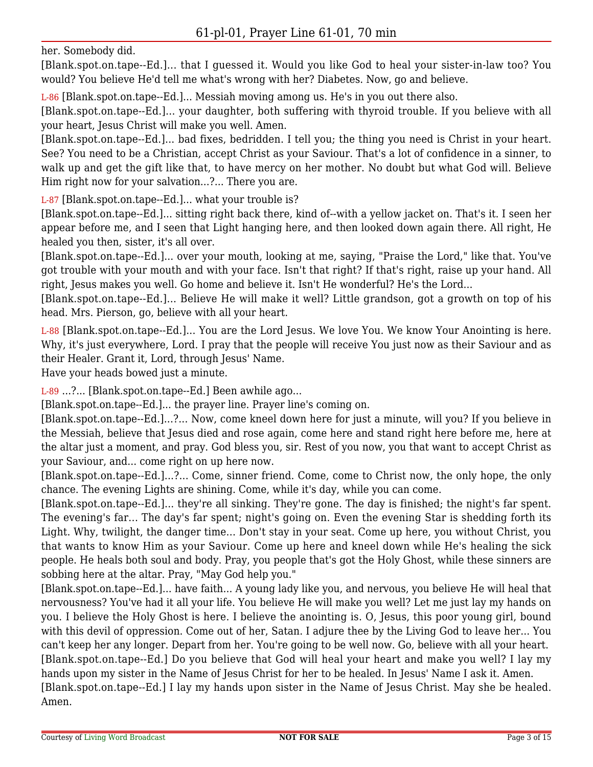her. Somebody did.

[Blank.spot.on.tape--Ed.]... that I guessed it. Would you like God to heal your sister-in-law too? You would? You believe He'd tell me what's wrong with her? Diabetes. Now, go and believe.

L-86 [Blank.spot.on.tape--Ed.]... Messiah moving among us. He's in you out there also.

[Blank.spot.on.tape--Ed.]... your daughter, both suffering with thyroid trouble. If you believe with all your heart, Jesus Christ will make you well. Amen.

[Blank.spot.on.tape--Ed.]... bad fixes, bedridden. I tell you; the thing you need is Christ in your heart. See? You need to be a Christian, accept Christ as your Saviour. That's a lot of confidence in a sinner, to walk up and get the gift like that, to have mercy on her mother. No doubt but what God will. Believe Him right now for your salvation...?... There you are.

L-87 [Blank.spot.on.tape--Ed.]... what your trouble is?

[Blank.spot.on.tape--Ed.]... sitting right back there, kind of--with a yellow jacket on. That's it. I seen her appear before me, and I seen that Light hanging here, and then looked down again there. All right, He healed you then, sister, it's all over.

[Blank.spot.on.tape--Ed.]... over your mouth, looking at me, saying, "Praise the Lord," like that. You've got trouble with your mouth and with your face. Isn't that right? If that's right, raise up your hand. All right, Jesus makes you well. Go home and believe it. Isn't He wonderful? He's the Lord...

[Blank.spot.on.tape--Ed.]... Believe He will make it well? Little grandson, got a growth on top of his head. Mrs. Pierson, go, believe with all your heart.

L-88 [Blank.spot.on.tape--Ed.]... You are the Lord Jesus. We love You. We know Your Anointing is here. Why, it's just everywhere, Lord. I pray that the people will receive You just now as their Saviour and as their Healer. Grant it, Lord, through Jesus' Name.

Have your heads bowed just a minute.

L-89 ...?... [Blank.spot.on.tape--Ed.] Been awhile ago...

[Blank.spot.on.tape--Ed.]... the prayer line. Prayer line's coming on.

[Blank.spot.on.tape--Ed.]...?... Now, come kneel down here for just a minute, will you? If you believe in the Messiah, believe that Jesus died and rose again, come here and stand right here before me, here at the altar just a moment, and pray. God bless you, sir. Rest of you now, you that want to accept Christ as your Saviour, and... come right on up here now.

[Blank.spot.on.tape--Ed.]...?... Come, sinner friend. Come, come to Christ now, the only hope, the only chance. The evening Lights are shining. Come, while it's day, while you can come.

[Blank.spot.on.tape--Ed.]... they're all sinking. They're gone. The day is finished; the night's far spent. The evening's far... The day's far spent; night's going on. Even the evening Star is shedding forth its Light. Why, twilight, the danger time... Don't stay in your seat. Come up here, you without Christ, you that wants to know Him as your Saviour. Come up here and kneel down while He's healing the sick people. He heals both soul and body. Pray, you people that's got the Holy Ghost, while these sinners are sobbing here at the altar. Pray, "May God help you."

[Blank.spot.on.tape--Ed.]... have faith... A young lady like you, and nervous, you believe He will heal that nervousness? You've had it all your life. You believe He will make you well? Let me just lay my hands on you. I believe the Holy Ghost is here. I believe the anointing is. O, Jesus, this poor young girl, bound with this devil of oppression. Come out of her, Satan. I adjure thee by the Living God to leave her... You can't keep her any longer. Depart from her. You're going to be well now. Go, believe with all your heart.

[Blank.spot.on.tape--Ed.] Do you believe that God will heal your heart and make you well? I lay my hands upon my sister in the Name of Jesus Christ for her to be healed. In Jesus' Name I ask it. Amen.

[Blank.spot.on.tape--Ed.] I lay my hands upon sister in the Name of Jesus Christ. May she be healed. Amen.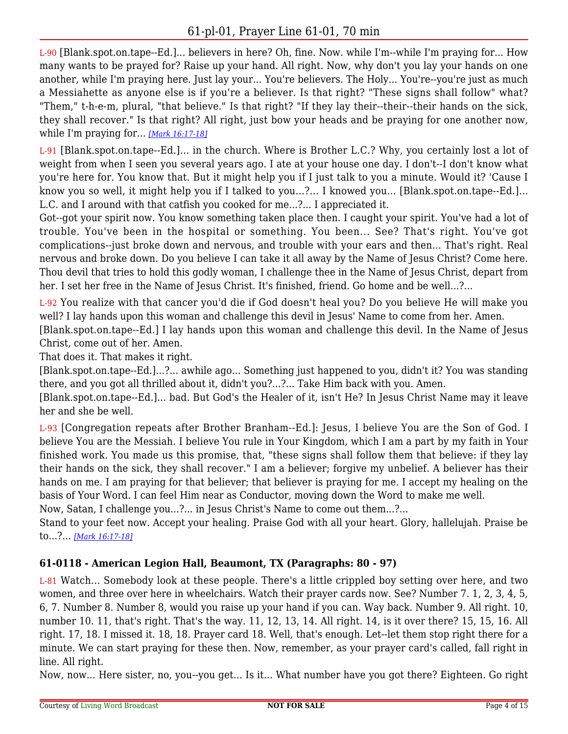L-90 [Blank.spot.on.tape--Ed.]... believers in here? Oh, fine. Now. while I'm--while I'm praying for... How many wants to be prayed for? Raise up your hand. All right. Now, why don't you lay your hands on one another, while I'm praying here. Just lay your... You're believers. The Holy... You're--you're just as much a Messiahette as anyone else is if you're a believer. Is that right? "These signs shall follow" what? "Them," t-h-e-m, plural, "that believe." Is that right? "If they lay their--their--their hands on the sick, they shall recover." Is that right? All right, just bow your heads and be praying for one another now, while I'm praying for... *[Mark 16:17-18]*

L-91 [Blank.spot.on.tape--Ed.]... in the church. Where is Brother L.C.? Why, you certainly lost a lot of weight from when I seen you several years ago. I ate at your house one day. I don't--I don't know what you're here for. You know that. But it might help you if I just talk to you a minute. Would it? 'Cause I know you so well, it might help you if I talked to you...?... I knowed you... [Blank.spot.on.tape--Ed.]... L.C. and I around with that catfish you cooked for me...?... I appreciated it.
Got--got your spirit now. You know something taken place then. I caught your spirit. You've had a lot of trouble. You've been in the hospital or something. You been... See? That's right. You've got complications--just broke down and nervous, and trouble with your ears and then... That's right. Real nervous and broke down. Do you believe I can take it all away by the Name of Jesus Christ? Come here. Thou devil that tries to hold this godly woman, I challenge thee in the Name of Jesus Christ, depart from her. I set her free in the Name of Jesus Christ. It's finished, friend. Go home and be well...?...

L-92 You realize with that cancer you'd die if God doesn't heal you? Do you believe He will make you well? I lay hands upon this woman and challenge this devil in Jesus' Name to come from her. Amen.
[Blank.spot.on.tape--Ed.] I lay hands upon this woman and challenge this devil. In the Name of Jesus Christ, come out of her. Amen.
That does it. That makes it right.
[Blank.spot.on.tape--Ed.]...?... awhile ago... Something just happened to you, didn't it? You was standing there, and you got all thrilled about it, didn't you?...?... Take Him back with you. Amen.
[Blank.spot.on.tape--Ed.]... bad. But God's the Healer of it, isn't He? In Jesus Christ Name may it leave her and she be well.

L-93 [Congregation repeats after Brother Branham--Ed.]: Jesus, I believe You are the Son of God. I believe You are the Messiah. I believe You rule in Your Kingdom, which I am a part by my faith in Your finished work. You made us this promise, that, "these signs shall follow them that believe: if they lay their hands on the sick, they shall recover." I am a believer; forgive my unbelief. A believer has their hands on me. I am praying for that believer; that believer is praying for me. I accept my healing on the basis of Your Word. I can feel Him near as Conductor, moving down the Word to make me well.
Now, Satan, I challenge you...?... in Jesus Christ's Name to come out them...?...
Stand to your feet now. Accept your healing. Praise God with all your heart. Glory, hallelujah. Praise be to...?... *[Mark 16:17-18]*

### 61-0118 - American Legion Hall, Beaumont, TX (Paragraphs: 80 - 97)

L-81 Watch... Somebody look at these people. There's a little crippled boy setting over here, and two women, and three over here in wheelchairs. Watch their prayer cards now. See? Number 7. 1, 2, 3, 4, 5, 6, 7. Number 8. Number 8, would you raise up your hand if you can. Way back. Number 9. All right. 10, number 10. 11, that's right. That's the way. 11, 12, 13, 14. All right. 14, is it over there? 15, 15, 16. All right. 17, 18. I missed it. 18, 18. Prayer card 18. Well, that's enough. Let--let them stop right there for a minute. We can start praying for these then. Now, remember, as your prayer card's called, fall right in line. All right.
Now, now... Here sister, no, you--you get... Is it... What number have you got there? Eighteen. Go right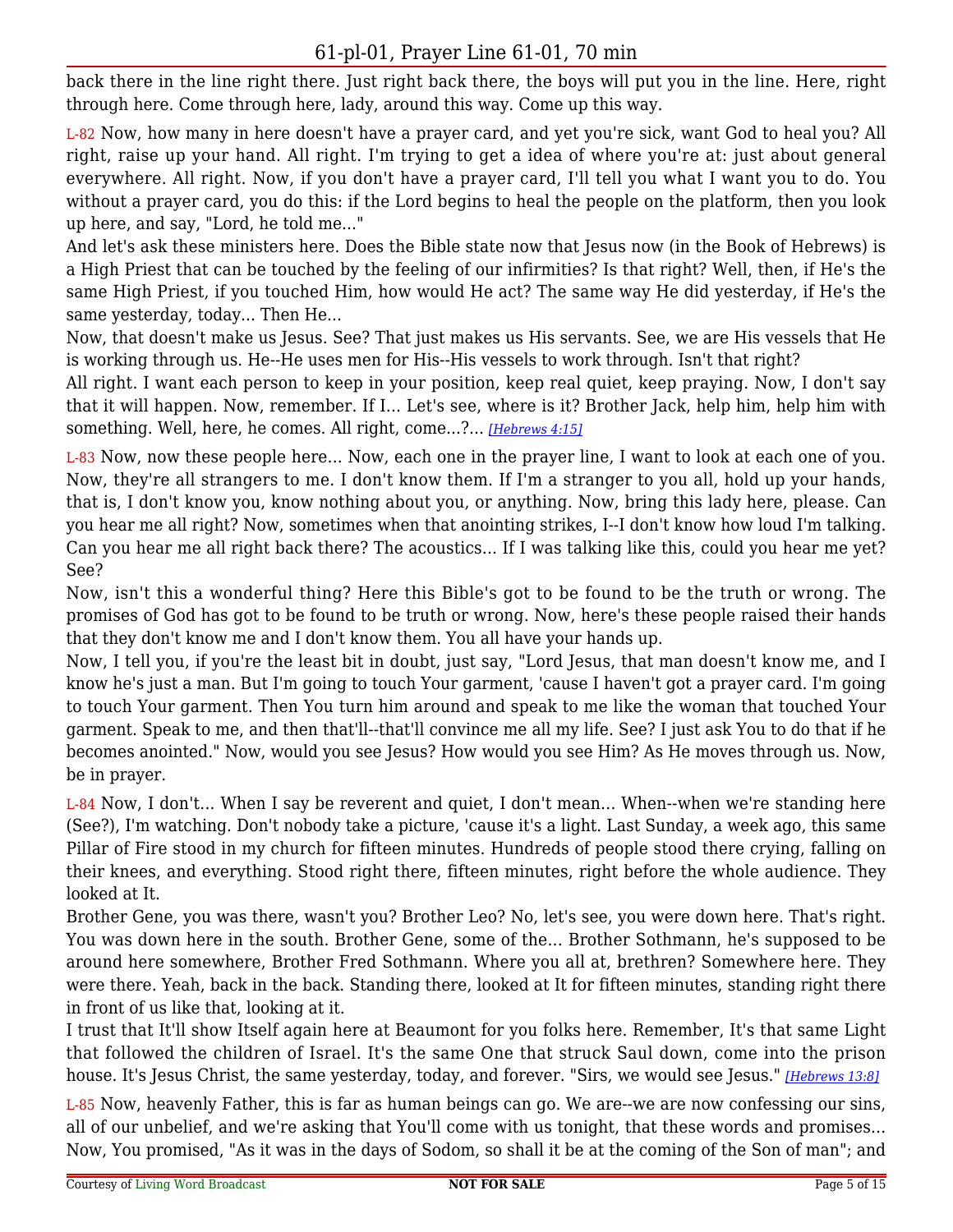back there in the line right there. Just right back there, the boys will put you in the line. Here, right through here. Come through here, lady, around this way. Come up this way.

L-82 Now, how many in here doesn't have a prayer card, and yet you're sick, want God to heal you? All right, raise up your hand. All right. I'm trying to get a idea of where you're at: just about general everywhere. All right. Now, if you don't have a prayer card, I'll tell you what I want you to do. You without a prayer card, you do this: if the Lord begins to heal the people on the platform, then you look up here, and say, "Lord, he told me..."

And let's ask these ministers here. Does the Bible state now that Jesus now (in the Book of Hebrews) is a High Priest that can be touched by the feeling of our infirmities? Is that right? Well, then, if He's the same High Priest, if you touched Him, how would He act? The same way He did yesterday, if He's the same yesterday, today... Then He...

Now, that doesn't make us Jesus. See? That just makes us His servants. See, we are His vessels that He is working through us. He--He uses men for His--His vessels to work through. Isn't that right?

All right. I want each person to keep in your position, keep real quiet, keep praying. Now, I don't say that it will happen. Now, remember. If I... Let's see, where is it? Brother Jack, help him, help him with something. Well, here, he comes. All right, come...?... *[Hebrews 4:15]*

L-83 Now, now these people here... Now, each one in the prayer line, I want to look at each one of you. Now, they're all strangers to me. I don't know them. If I'm a stranger to you all, hold up your hands, that is, I don't know you, know nothing about you, or anything. Now, bring this lady here, please. Can you hear me all right? Now, sometimes when that anointing strikes, I--I don't know how loud I'm talking. Can you hear me all right back there? The acoustics... If I was talking like this, could you hear me yet? See?

Now, isn't this a wonderful thing? Here this Bible's got to be found to be the truth or wrong. The promises of God has got to be found to be truth or wrong. Now, here's these people raised their hands that they don't know me and I don't know them. You all have your hands up.

Now, I tell you, if you're the least bit in doubt, just say, "Lord Jesus, that man doesn't know me, and I know he's just a man. But I'm going to touch Your garment, 'cause I haven't got a prayer card. I'm going to touch Your garment. Then You turn him around and speak to me like the woman that touched Your garment. Speak to me, and then that'll--that'll convince me all my life. See? I just ask You to do that if he becomes anointed." Now, would you see Jesus? How would you see Him? As He moves through us. Now, be in prayer.

L-84 Now, I don't... When I say be reverent and quiet, I don't mean... When--when we're standing here (See?), I'm watching. Don't nobody take a picture, 'cause it's a light. Last Sunday, a week ago, this same Pillar of Fire stood in my church for fifteen minutes. Hundreds of people stood there crying, falling on their knees, and everything. Stood right there, fifteen minutes, right before the whole audience. They looked at It.

Brother Gene, you was there, wasn't you? Brother Leo? No, let's see, you were down here. That's right. You was down here in the south. Brother Gene, some of the... Brother Sothmann, he's supposed to be around here somewhere, Brother Fred Sothmann. Where you all at, brethren? Somewhere here. They were there. Yeah, back in the back. Standing there, looked at It for fifteen minutes, standing right there in front of us like that, looking at it.

I trust that It'll show Itself again here at Beaumont for you folks here. Remember, It's that same Light that followed the children of Israel. It's the same One that struck Saul down, come into the prison house. It's Jesus Christ, the same yesterday, today, and forever. "Sirs, we would see Jesus." *[Hebrews 13:8]*

L-85 Now, heavenly Father, this is far as human beings can go. We are--we are now confessing our sins, all of our unbelief, and we're asking that You'll come with us tonight, that these words and promises... Now, You promised, "As it was in the days of Sodom, so shall it be at the coming of the Son of man"; and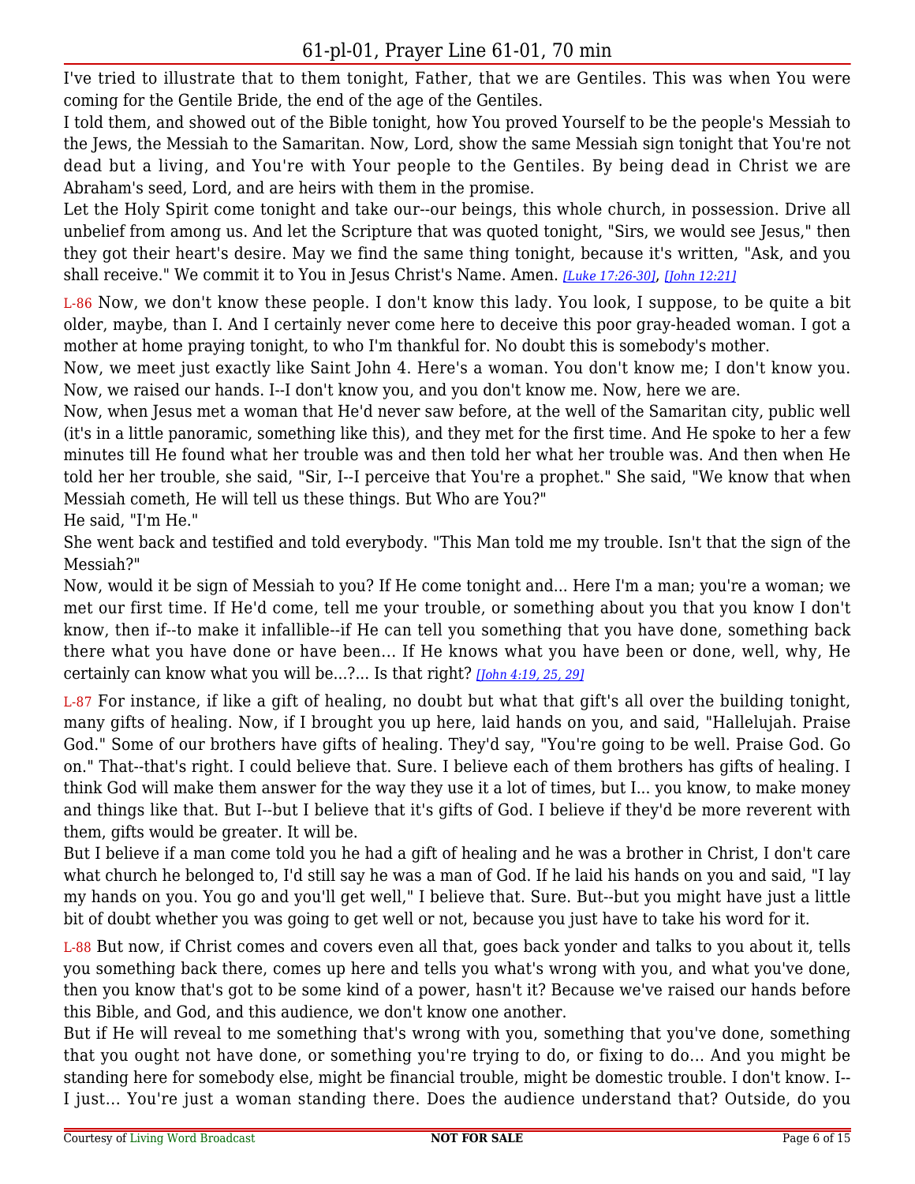I've tried to illustrate that to them tonight, Father, that we are Gentiles. This was when You were coming for the Gentile Bride, the end of the age of the Gentiles.

I told them, and showed out of the Bible tonight, how You proved Yourself to be the people's Messiah to the Jews, the Messiah to the Samaritan. Now, Lord, show the same Messiah sign tonight that You're not dead but a living, and You're with Your people to the Gentiles. By being dead in Christ we are Abraham's seed, Lord, and are heirs with them in the promise.

Let the Holy Spirit come tonight and take our--our beings, this whole church, in possession. Drive all unbelief from among us. And let the Scripture that was quoted tonight, "Sirs, we would see Jesus," then they got their heart's desire. May we find the same thing tonight, because it's written, "Ask, and you shall receive." We commit it to You in Jesus Christ's Name. Amen. *[Luke 17:26-30]*, *[John 12:21]*

L-86 Now, we don't know these people. I don't know this lady. You look, I suppose, to be quite a bit older, maybe, than I. And I certainly never come here to deceive this poor gray-headed woman. I got a mother at home praying tonight, to who I'm thankful for. No doubt this is somebody's mother.

Now, we meet just exactly like Saint John 4. Here's a woman. You don't know me; I don't know you. Now, we raised our hands. I--I don't know you, and you don't know me. Now, here we are.

Now, when Jesus met a woman that He'd never saw before, at the well of the Samaritan city, public well (it's in a little panoramic, something like this), and they met for the first time. And He spoke to her a few minutes till He found what her trouble was and then told her what her trouble was. And then when He told her her trouble, she said, "Sir, I--I perceive that You're a prophet." She said, "We know that when Messiah cometh, He will tell us these things. But Who are You?"

He said, "I'm He."

She went back and testified and told everybody. "This Man told me my trouble. Isn't that the sign of the Messiah?"

Now, would it be sign of Messiah to you? If He come tonight and... Here I'm a man; you're a woman; we met our first time. If He'd come, tell me your trouble, or something about you that you know I don't know, then if--to make it infallible--if He can tell you something that you have done, something back there what you have done or have been… If He knows what you have been or done, well, why, He certainly can know what you will be...?... Is that right? *[John 4:19, 25, 29]*

L-87 For instance, if like a gift of healing, no doubt but what that gift's all over the building tonight, many gifts of healing. Now, if I brought you up here, laid hands on you, and said, "Hallelujah. Praise God." Some of our brothers have gifts of healing. They'd say, "You're going to be well. Praise God. Go on." That--that's right. I could believe that. Sure. I believe each of them brothers has gifts of healing. I think God will make them answer for the way they use it a lot of times, but I... you know, to make money and things like that. But I--but I believe that it's gifts of God. I believe if they'd be more reverent with them, gifts would be greater. It will be.

But I believe if a man come told you he had a gift of healing and he was a brother in Christ, I don't care what church he belonged to, I'd still say he was a man of God. If he laid his hands on you and said, "I lay my hands on you. You go and you'll get well," I believe that. Sure. But--but you might have just a little bit of doubt whether you was going to get well or not, because you just have to take his word for it.

L-88 But now, if Christ comes and covers even all that, goes back yonder and talks to you about it, tells you something back there, comes up here and tells you what's wrong with you, and what you've done, then you know that's got to be some kind of a power, hasn't it? Because we've raised our hands before this Bible, and God, and this audience, we don't know one another.

But if He will reveal to me something that's wrong with you, something that you've done, something that you ought not have done, or something you're trying to do, or fixing to do… And you might be standing here for somebody else, might be financial trouble, might be domestic trouble. I don't know. I--I just… You're just a woman standing there. Does the audience understand that? Outside, do you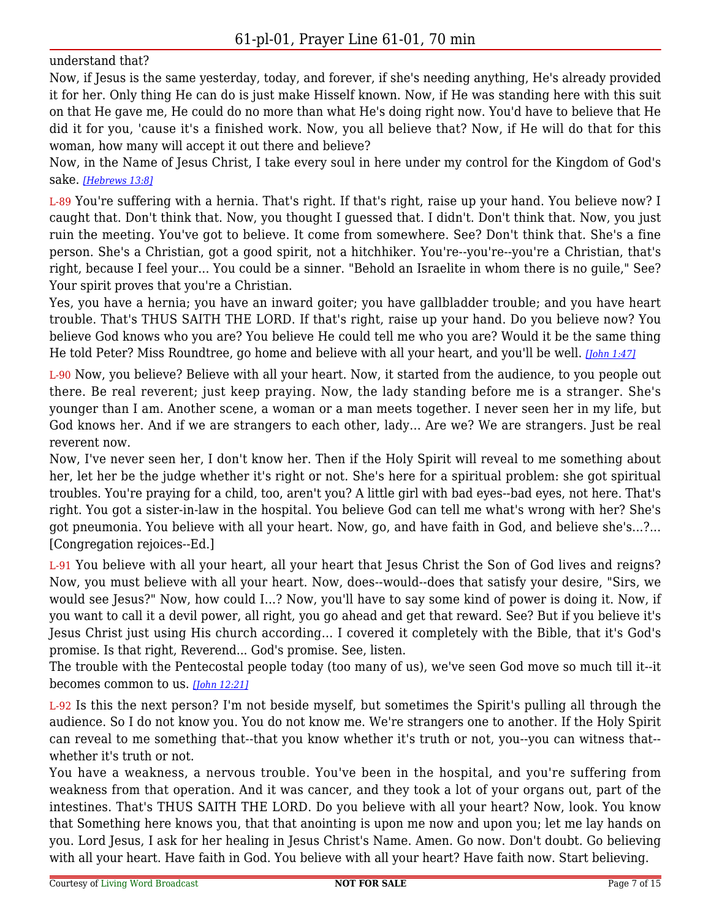understand that?

Now, if Jesus is the same yesterday, today, and forever, if she's needing anything, He's already provided it for her. Only thing He can do is just make Hisself known. Now, if He was standing here with this suit on that He gave me, He could do no more than what He's doing right now. You'd have to believe that He did it for you, 'cause it's a finished work. Now, you all believe that? Now, if He will do that for this woman, how many will accept it out there and believe?

Now, in the Name of Jesus Christ, I take every soul in here under my control for the Kingdom of God's sake. *[Hebrews 13:8]*

L-89 You're suffering with a hernia. That's right. If that's right, raise up your hand. You believe now? I caught that. Don't think that. Now, you thought I guessed that. I didn't. Don't think that. Now, you just ruin the meeting. You've got to believe. It come from somewhere. See? Don't think that. She's a fine person. She's a Christian, got a good spirit, not a hitchhiker. You're--you're--you're a Christian, that's right, because I feel your... You could be a sinner. "Behold an Israelite in whom there is no guile," See? Your spirit proves that you're a Christian.

Yes, you have a hernia; you have an inward goiter; you have gallbladder trouble; and you have heart trouble. That's THUS SAITH THE LORD. If that's right, raise up your hand. Do you believe now? You believe God knows who you are? You believe He could tell me who you are? Would it be the same thing He told Peter? Miss Roundtree, go home and believe with all your heart, and you'll be well. *[John 1:47]*

L-90 Now, you believe? Believe with all your heart. Now, it started from the audience, to you people out there. Be real reverent; just keep praying. Now, the lady standing before me is a stranger. She's younger than I am. Another scene, a woman or a man meets together. I never seen her in my life, but God knows her. And if we are strangers to each other, lady... Are we? We are strangers. Just be real reverent now.

Now, I've never seen her, I don't know her. Then if the Holy Spirit will reveal to me something about her, let her be the judge whether it's right or not. She's here for a spiritual problem: she got spiritual troubles. You're praying for a child, too, aren't you? A little girl with bad eyes--bad eyes, not here. That's right. You got a sister-in-law in the hospital. You believe God can tell me what's wrong with her? She's got pneumonia. You believe with all your heart. Now, go, and have faith in God, and believe she's...?... [Congregation rejoices--Ed.]

L-91 You believe with all your heart, all your heart that Jesus Christ the Son of God lives and reigns? Now, you must believe with all your heart. Now, does--would--does that satisfy your desire, "Sirs, we would see Jesus?" Now, how could I...? Now, you'll have to say some kind of power is doing it. Now, if you want to call it a devil power, all right, you go ahead and get that reward. See? But if you believe it's Jesus Christ just using His church according... I covered it completely with the Bible, that it's God's promise. Is that right, Reverend... God's promise. See, listen.

The trouble with the Pentecostal people today (too many of us), we've seen God move so much till it--it becomes common to us. *[John 12:21]*

L-92 Is this the next person? I'm not beside myself, but sometimes the Spirit's pulling all through the audience. So I do not know you. You do not know me. We're strangers one to another. If the Holy Spirit can reveal to me something that--that you know whether it's truth or not, you--you can witness that--whether it's truth or not.

You have a weakness, a nervous trouble. You've been in the hospital, and you're suffering from weakness from that operation. And it was cancer, and they took a lot of your organs out, part of the intestines. That's THUS SAITH THE LORD. Do you believe with all your heart? Now, look. You know that Something here knows you, that that anointing is upon me now and upon you; let me lay hands on you. Lord Jesus, I ask for her healing in Jesus Christ's Name. Amen. Go now. Don't doubt. Go believing with all your heart. Have faith in God. You believe with all your heart? Have faith now. Start believing.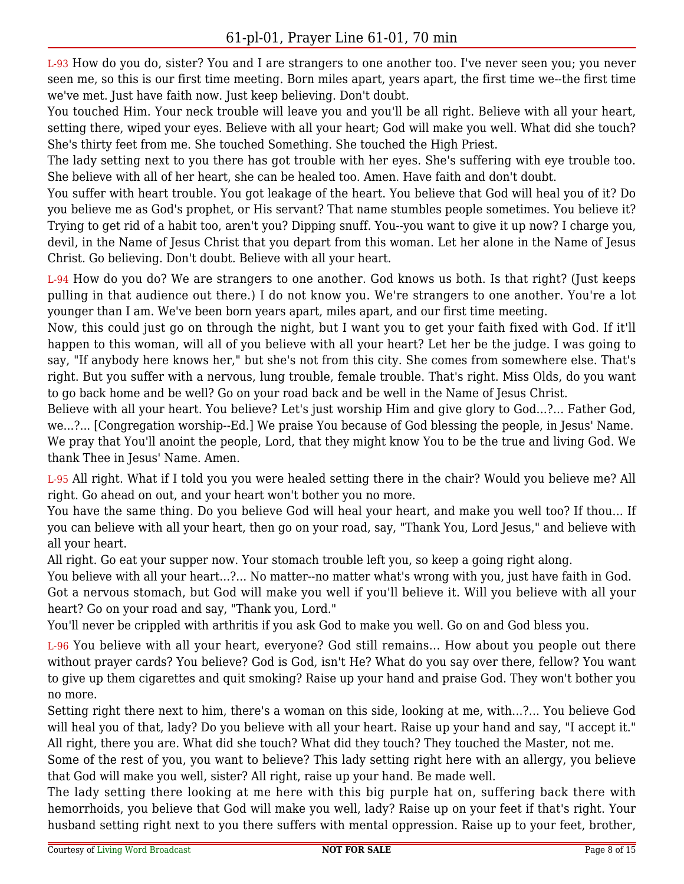L-93 How do you do, sister? You and I are strangers to one another too. I've never seen you; you never seen me, so this is our first time meeting. Born miles apart, years apart, the first time we--the first time we've met. Just have faith now. Just keep believing. Don't doubt.

You touched Him. Your neck trouble will leave you and you'll be all right. Believe with all your heart, setting there, wiped your eyes. Believe with all your heart; God will make you well. What did she touch? She's thirty feet from me. She touched Something. She touched the High Priest.

The lady setting next to you there has got trouble with her eyes. She's suffering with eye trouble too. She believe with all of her heart, she can be healed too. Amen. Have faith and don't doubt.

You suffer with heart trouble. You got leakage of the heart. You believe that God will heal you of it? Do you believe me as God's prophet, or His servant? That name stumbles people sometimes. You believe it? Trying to get rid of a habit too, aren't you? Dipping snuff. You--you want to give it up now? I charge you, devil, in the Name of Jesus Christ that you depart from this woman. Let her alone in the Name of Jesus Christ. Go believing. Don't doubt. Believe with all your heart.

L-94 How do you do? We are strangers to one another. God knows us both. Is that right? (Just keeps pulling in that audience out there.) I do not know you. We're strangers to one another. You're a lot younger than I am. We've been born years apart, miles apart, and our first time meeting.

Now, this could just go on through the night, but I want you to get your faith fixed with God. If it'll happen to this woman, will all of you believe with all your heart? Let her be the judge. I was going to say, "If anybody here knows her," but she's not from this city. She comes from somewhere else. That's right. But you suffer with a nervous, lung trouble, female trouble. That's right. Miss Olds, do you want to go back home and be well? Go on your road back and be well in the Name of Jesus Christ.

Believe with all your heart. You believe? Let's just worship Him and give glory to God...?... Father God, we...?... [Congregation worship--Ed.] We praise You because of God blessing the people, in Jesus' Name. We pray that You'll anoint the people, Lord, that they might know You to be the true and living God. We thank Thee in Jesus' Name. Amen.

L-95 All right. What if I told you you were healed setting there in the chair? Would you believe me? All right. Go ahead on out, and your heart won't bother you no more.

You have the same thing. Do you believe God will heal your heart, and make you well too? If thou... If you can believe with all your heart, then go on your road, say, "Thank You, Lord Jesus," and believe with all your heart.

All right. Go eat your supper now. Your stomach trouble left you, so keep a going right along.

You believe with all your heart...?... No matter--no matter what's wrong with you, just have faith in God. Got a nervous stomach, but God will make you well if you'll believe it. Will you believe with all your heart? Go on your road and say, "Thank you, Lord."

You'll never be crippled with arthritis if you ask God to make you well. Go on and God bless you.

L-96 You believe with all your heart, everyone? God still remains... How about you people out there without prayer cards? You believe? God is God, isn't He? What do you say over there, fellow? You want to give up them cigarettes and quit smoking? Raise up your hand and praise God. They won't bother you no more.

Setting right there next to him, there's a woman on this side, looking at me, with...?... You believe God will heal you of that, lady? Do you believe with all your heart. Raise up your hand and say, "I accept it." All right, there you are. What did she touch? What did they touch? They touched the Master, not me.

Some of the rest of you, you want to believe? This lady setting right here with an allergy, you believe that God will make you well, sister? All right, raise up your hand. Be made well.

The lady setting there looking at me here with this big purple hat on, suffering back there with hemorrhoids, you believe that God will make you well, lady? Raise up on your feet if that's right. Your husband setting right next to you there suffers with mental oppression. Raise up to your feet, brother,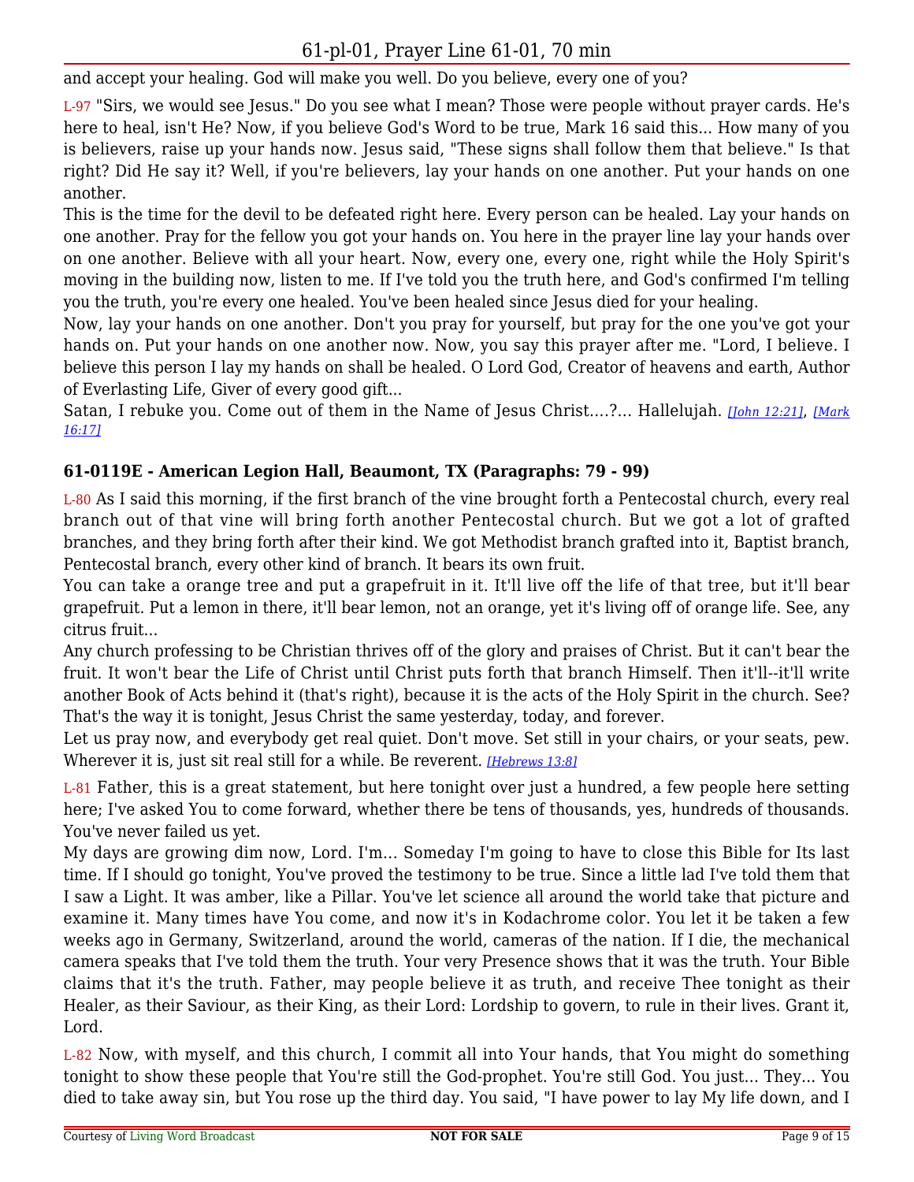and accept your healing. God will make you well. Do you believe, every one of you?

L-97 "Sirs, we would see Jesus." Do you see what I mean? Those were people without prayer cards. He's here to heal, isn't He? Now, if you believe God's Word to be true, Mark 16 said this... How many of you is believers, raise up your hands now. Jesus said, "These signs shall follow them that believe." Is that right? Did He say it? Well, if you're believers, lay your hands on one another. Put your hands on one another.

This is the time for the devil to be defeated right here. Every person can be healed. Lay your hands on one another. Pray for the fellow you got your hands on. You here in the prayer line lay your hands over on one another. Believe with all your heart. Now, every one, every one, right while the Holy Spirit's moving in the building now, listen to me. If I've told you the truth here, and God's confirmed I'm telling you the truth, you're every one healed. You've been healed since Jesus died for your healing.

Now, lay your hands on one another. Don't you pray for yourself, but pray for the one you've got your hands on. Put your hands on one another now. Now, you say this prayer after me. "Lord, I believe. I believe this person I lay my hands on shall be healed. O Lord God, Creator of heavens and earth, Author of Everlasting Life, Giver of every good gift...

Satan, I rebuke you. Come out of them in the Name of Jesus Christ....?... Hallelujah. *[John 12:21]*, *[Mark 16:17]*

### 61-0119E - American Legion Hall, Beaumont, TX (Paragraphs: 79 - 99)

L-80 As I said this morning, if the first branch of the vine brought forth a Pentecostal church, every real branch out of that vine will bring forth another Pentecostal church. But we got a lot of grafted branches, and they bring forth after their kind. We got Methodist branch grafted into it, Baptist branch, Pentecostal branch, every other kind of branch. It bears its own fruit.

You can take a orange tree and put a grapefruit in it. It'll live off the life of that tree, but it'll bear grapefruit. Put a lemon in there, it'll bear lemon, not an orange, yet it's living off of orange life. See, any citrus fruit...

Any church professing to be Christian thrives off of the glory and praises of Christ. But it can't bear the fruit. It won't bear the Life of Christ until Christ puts forth that branch Himself. Then it'll--it'll write another Book of Acts behind it (that's right), because it is the acts of the Holy Spirit in the church. See? That's the way it is tonight, Jesus Christ the same yesterday, today, and forever.

Let us pray now, and everybody get real quiet. Don't move. Set still in your chairs, or your seats, pew. Wherever it is, just sit real still for a while. Be reverent. *[Hebrews 13:8]*

L-81 Father, this is a great statement, but here tonight over just a hundred, a few people here setting here; I've asked You to come forward, whether there be tens of thousands, yes, hundreds of thousands. You've never failed us yet.

My days are growing dim now, Lord. I'm... Someday I'm going to have to close this Bible for Its last time. If I should go tonight, You've proved the testimony to be true. Since a little lad I've told them that I saw a Light. It was amber, like a Pillar. You've let science all around the world take that picture and examine it. Many times have You come, and now it's in Kodachrome color. You let it be taken a few weeks ago in Germany, Switzerland, around the world, cameras of the nation. If I die, the mechanical camera speaks that I've told them the truth. Your very Presence shows that it was the truth. Your Bible claims that it's the truth. Father, may people believe it as truth, and receive Thee tonight as their Healer, as their Saviour, as their King, as their Lord: Lordship to govern, to rule in their lives. Grant it, Lord.

L-82 Now, with myself, and this church, I commit all into Your hands, that You might do something tonight to show these people that You're still the God-prophet. You're still God. You just... They... You died to take away sin, but You rose up the third day. You said, "I have power to lay My life down, and I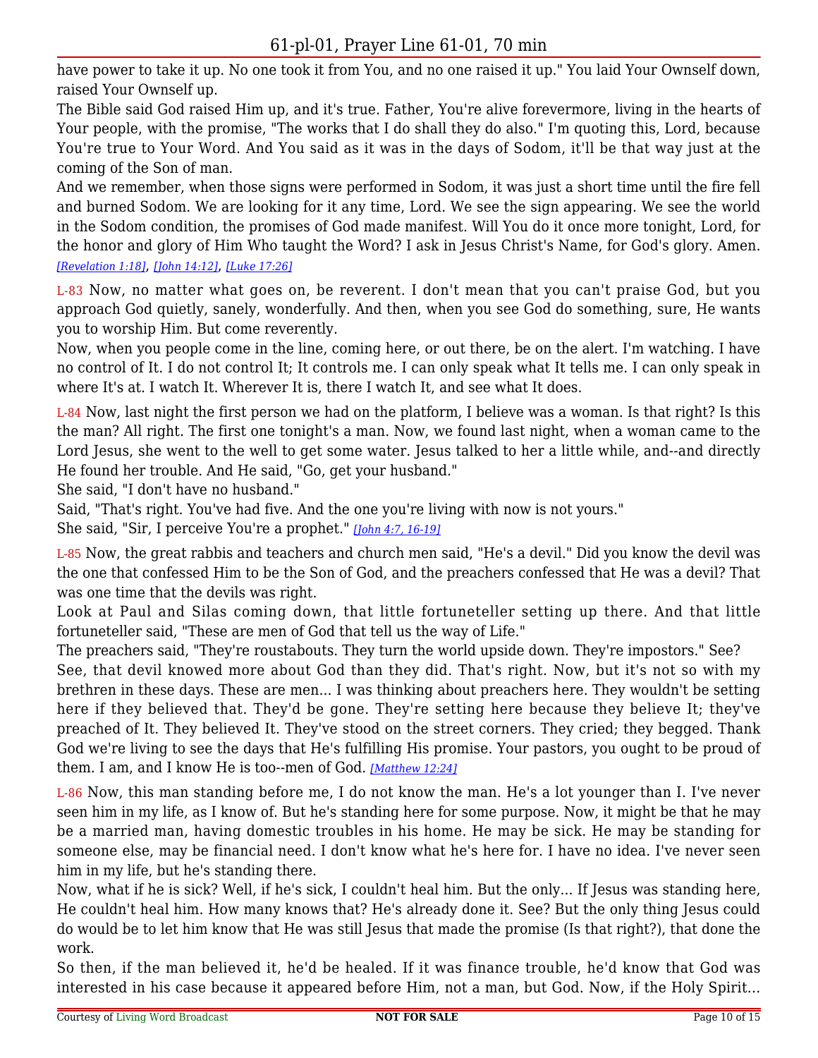have power to take it up. No one took it from You, and no one raised it up." You laid Your Ownself down, raised Your Ownself up.

The Bible said God raised Him up, and it's true. Father, You're alive forevermore, living in the hearts of Your people, with the promise, "The works that I do shall they do also." I'm quoting this, Lord, because You're true to Your Word. And You said as it was in the days of Sodom, it'll be that way just at the coming of the Son of man.

And we remember, when those signs were performed in Sodom, it was just a short time until the fire fell and burned Sodom. We are looking for it any time, Lord. We see the sign appearing. We see the world in the Sodom condition, the promises of God made manifest. Will You do it once more tonight, Lord, for the honor and glory of Him Who taught the Word? I ask in Jesus Christ's Name, for God's glory. Amen. *[Revelation 1:18]*, *[John 14:12]*, *[Luke 17:26]*

L-83 Now, no matter what goes on, be reverent. I don't mean that you can't praise God, but you approach God quietly, sanely, wonderfully. And then, when you see God do something, sure, He wants you to worship Him. But come reverently.

Now, when you people come in the line, coming here, or out there, be on the alert. I'm watching. I have no control of It. I do not control It; It controls me. I can only speak what It tells me. I can only speak in where It's at. I watch It. Wherever It is, there I watch It, and see what It does.

L-84 Now, last night the first person we had on the platform, I believe was a woman. Is that right? Is this the man? All right. The first one tonight's a man. Now, we found last night, when a woman came to the Lord Jesus, she went to the well to get some water. Jesus talked to her a little while, and--and directly He found her trouble. And He said, "Go, get your husband."

She said, "I don't have no husband."

Said, "That's right. You've had five. And the one you're living with now is not yours."

She said, "Sir, I perceive You're a prophet." *[John 4:7, 16-19]*

L-85 Now, the great rabbis and teachers and church men said, "He's a devil." Did you know the devil was the one that confessed Him to be the Son of God, and the preachers confessed that He was a devil? That was one time that the devils was right.

Look at Paul and Silas coming down, that little fortuneteller setting up there. And that little fortuneteller said, "These are men of God that tell us the way of Life."

The preachers said, "They're roustabouts. They turn the world upside down. They're impostors." See?

See, that devil knowed more about God than they did. That's right. Now, but it's not so with my brethren in these days. These are men... I was thinking about preachers here. They wouldn't be setting here if they believed that. They'd be gone. They're setting here because they believe It; they've preached of It. They believed It. They've stood on the street corners. They cried; they begged. Thank God we're living to see the days that He's fulfilling His promise. Your pastors, you ought to be proud of them. I am, and I know He is too--men of God. *[Matthew 12:24]*

L-86 Now, this man standing before me, I do not know the man. He's a lot younger than I. I've never seen him in my life, as I know of. But he's standing here for some purpose. Now, it might be that he may be a married man, having domestic troubles in his home. He may be sick. He may be standing for someone else, may be financial need. I don't know what he's here for. I have no idea. I've never seen him in my life, but he's standing there.

Now, what if he is sick? Well, if he's sick, I couldn't heal him. But the only... If Jesus was standing here, He couldn't heal him. How many knows that? He's already done it. See? But the only thing Jesus could do would be to let him know that He was still Jesus that made the promise (Is that right?), that done the work.

So then, if the man believed it, he'd be healed. If it was finance trouble, he'd know that God was interested in his case because it appeared before Him, not a man, but God. Now, if the Holy Spirit...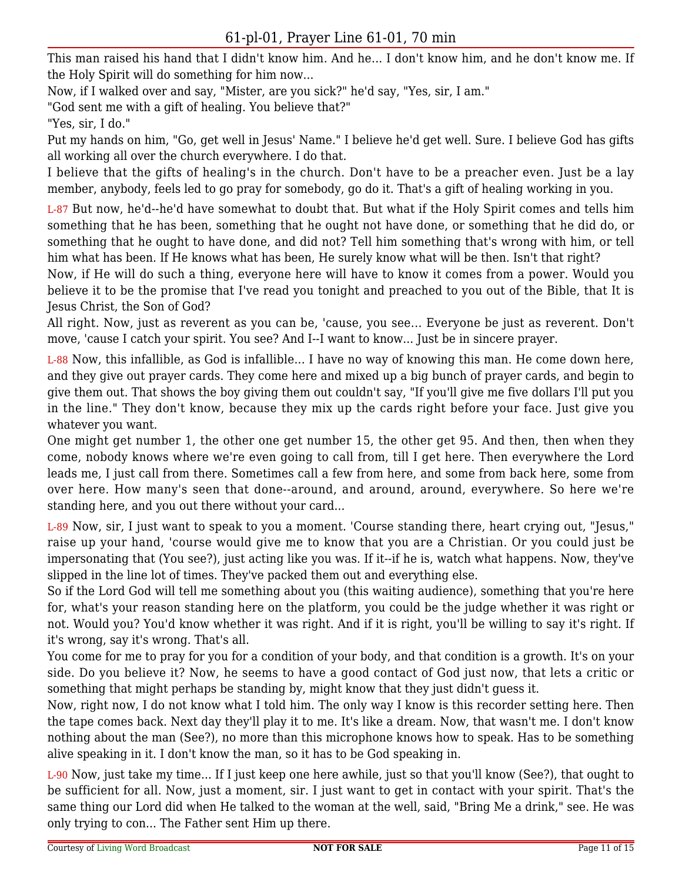This man raised his hand that I didn't know him. And he... I don't know him, and he don't know me. If the Holy Spirit will do something for him now...

Now, if I walked over and say, "Mister, are you sick?" he'd say, "Yes, sir, I am."

"God sent me with a gift of healing. You believe that?"

"Yes, sir, I do."

Put my hands on him, "Go, get well in Jesus' Name." I believe he'd get well. Sure. I believe God has gifts all working all over the church everywhere. I do that.

I believe that the gifts of healing's in the church. Don't have to be a preacher even. Just be a lay member, anybody, feels led to go pray for somebody, go do it. That's a gift of healing working in you.

L-87 But now, he'd--he'd have somewhat to doubt that. But what if the Holy Spirit comes and tells him something that he has been, something that he ought not have done, or something that he did do, or something that he ought to have done, and did not? Tell him something that's wrong with him, or tell him what has been. If He knows what has been, He surely know what will be then. Isn't that right?

Now, if He will do such a thing, everyone here will have to know it comes from a power. Would you believe it to be the promise that I've read you tonight and preached to you out of the Bible, that It is Jesus Christ, the Son of God?

All right. Now, just as reverent as you can be, 'cause, you see... Everyone be just as reverent. Don't move, 'cause I catch your spirit. You see? And I--I want to know... Just be in sincere prayer.

L-88 Now, this infallible, as God is infallible... I have no way of knowing this man. He come down here, and they give out prayer cards. They come here and mixed up a big bunch of prayer cards, and begin to give them out. That shows the boy giving them out couldn't say, "If you'll give me five dollars I'll put you in the line." They don't know, because they mix up the cards right before your face. Just give you whatever you want.

One might get number 1, the other one get number 15, the other get 95. And then, then when they come, nobody knows where we're even going to call from, till I get here. Then everywhere the Lord leads me, I just call from there. Sometimes call a few from here, and some from back here, some from over here. How many's seen that done--around, and around, around, everywhere. So here we're standing here, and you out there without your card...

L-89 Now, sir, I just want to speak to you a moment. 'Course standing there, heart crying out, "Jesus," raise up your hand, 'course would give me to know that you are a Christian. Or you could just be impersonating that (You see?), just acting like you was. If it--if he is, watch what happens. Now, they've slipped in the line lot of times. They've packed them out and everything else.

So if the Lord God will tell me something about you (this waiting audience), something that you're here for, what's your reason standing here on the platform, you could be the judge whether it was right or not. Would you? You'd know whether it was right. And if it is right, you'll be willing to say it's right. If it's wrong, say it's wrong. That's all.

You come for me to pray for you for a condition of your body, and that condition is a growth. It's on your side. Do you believe it? Now, he seems to have a good contact of God just now, that lets a critic or something that might perhaps be standing by, might know that they just didn't guess it.

Now, right now, I do not know what I told him. The only way I know is this recorder setting here. Then the tape comes back. Next day they'll play it to me. It's like a dream. Now, that wasn't me. I don't know nothing about the man (See?), no more than this microphone knows how to speak. Has to be something alive speaking in it. I don't know the man, so it has to be God speaking in.

L-90 Now, just take my time... If I just keep one here awhile, just so that you'll know (See?), that ought to be sufficient for all. Now, just a moment, sir. I just want to get in contact with your spirit. That's the same thing our Lord did when He talked to the woman at the well, said, "Bring Me a drink," see. He was only trying to con... The Father sent Him up there.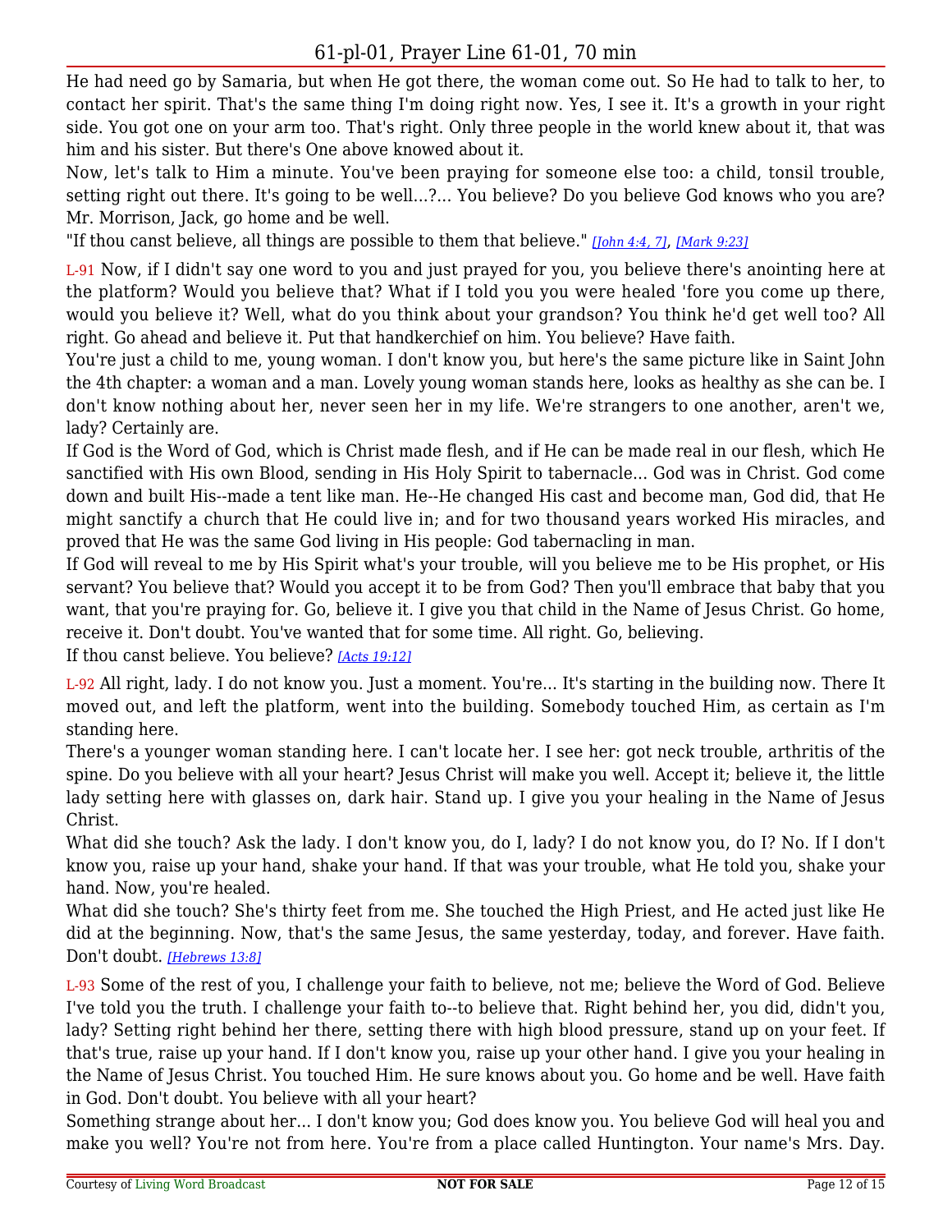He had need go by Samaria, but when He got there, the woman come out. So He had to talk to her, to contact her spirit. That's the same thing I'm doing right now. Yes, I see it. It's a growth in your right side. You got one on your arm too. That's right. Only three people in the world knew about it, that was him and his sister. But there's One above knowed about it.

Now, let's talk to Him a minute. You've been praying for someone else too: a child, tonsil trouble, setting right out there. It's going to be well...?... You believe? Do you believe God knows who you are? Mr. Morrison, Jack, go home and be well.

"If thou canst believe, all things are possible to them that believe." *[John 4:4, 7]*, *[Mark 9:23]*

L-91 Now, if I didn't say one word to you and just prayed for you, you believe there's anointing here at the platform? Would you believe that? What if I told you you were healed 'fore you come up there, would you believe it? Well, what do you think about your grandson? You think he'd get well too? All right. Go ahead and believe it. Put that handkerchief on him. You believe? Have faith.

You're just a child to me, young woman. I don't know you, but here's the same picture like in Saint John the 4th chapter: a woman and a man. Lovely young woman stands here, looks as healthy as she can be. I don't know nothing about her, never seen her in my life. We're strangers to one another, aren't we, lady? Certainly are.

If God is the Word of God, which is Christ made flesh, and if He can be made real in our flesh, which He sanctified with His own Blood, sending in His Holy Spirit to tabernacle... God was in Christ. God come down and built His--made a tent like man. He--He changed His cast and become man, God did, that He might sanctify a church that He could live in; and for two thousand years worked His miracles, and proved that He was the same God living in His people: God tabernacling in man.

If God will reveal to me by His Spirit what's your trouble, will you believe me to be His prophet, or His servant? You believe that? Would you accept it to be from God? Then you'll embrace that baby that you want, that you're praying for. Go, believe it. I give you that child in the Name of Jesus Christ. Go home, receive it. Don't doubt. You've wanted that for some time. All right. Go, believing.

If thou canst believe. You believe? *[Acts 19:12]*

L-92 All right, lady. I do not know you. Just a moment. You're... It's starting in the building now. There It moved out, and left the platform, went into the building. Somebody touched Him, as certain as I'm standing here.

There's a younger woman standing here. I can't locate her. I see her: got neck trouble, arthritis of the spine. Do you believe with all your heart? Jesus Christ will make you well. Accept it; believe it, the little lady setting here with glasses on, dark hair. Stand up. I give you your healing in the Name of Jesus Christ.

What did she touch? Ask the lady. I don't know you, do I, lady? I do not know you, do I? No. If I don't know you, raise up your hand, shake your hand. If that was your trouble, what He told you, shake your hand. Now, you're healed.

What did she touch? She's thirty feet from me. She touched the High Priest, and He acted just like He did at the beginning. Now, that's the same Jesus, the same yesterday, today, and forever. Have faith. Don't doubt. *[Hebrews 13:8]*

L-93 Some of the rest of you, I challenge your faith to believe, not me; believe the Word of God. Believe I've told you the truth. I challenge your faith to--to believe that. Right behind her, you did, didn't you, lady? Setting right behind her there, setting there with high blood pressure, stand up on your feet. If that's true, raise up your hand. If I don't know you, raise up your other hand. I give you your healing in the Name of Jesus Christ. You touched Him. He sure knows about you. Go home and be well. Have faith in God. Don't doubt. You believe with all your heart?

Something strange about her... I don't know you; God does know you. You believe God will heal you and make you well? You're not from here. You're from a place called Huntington. Your name's Mrs. Day.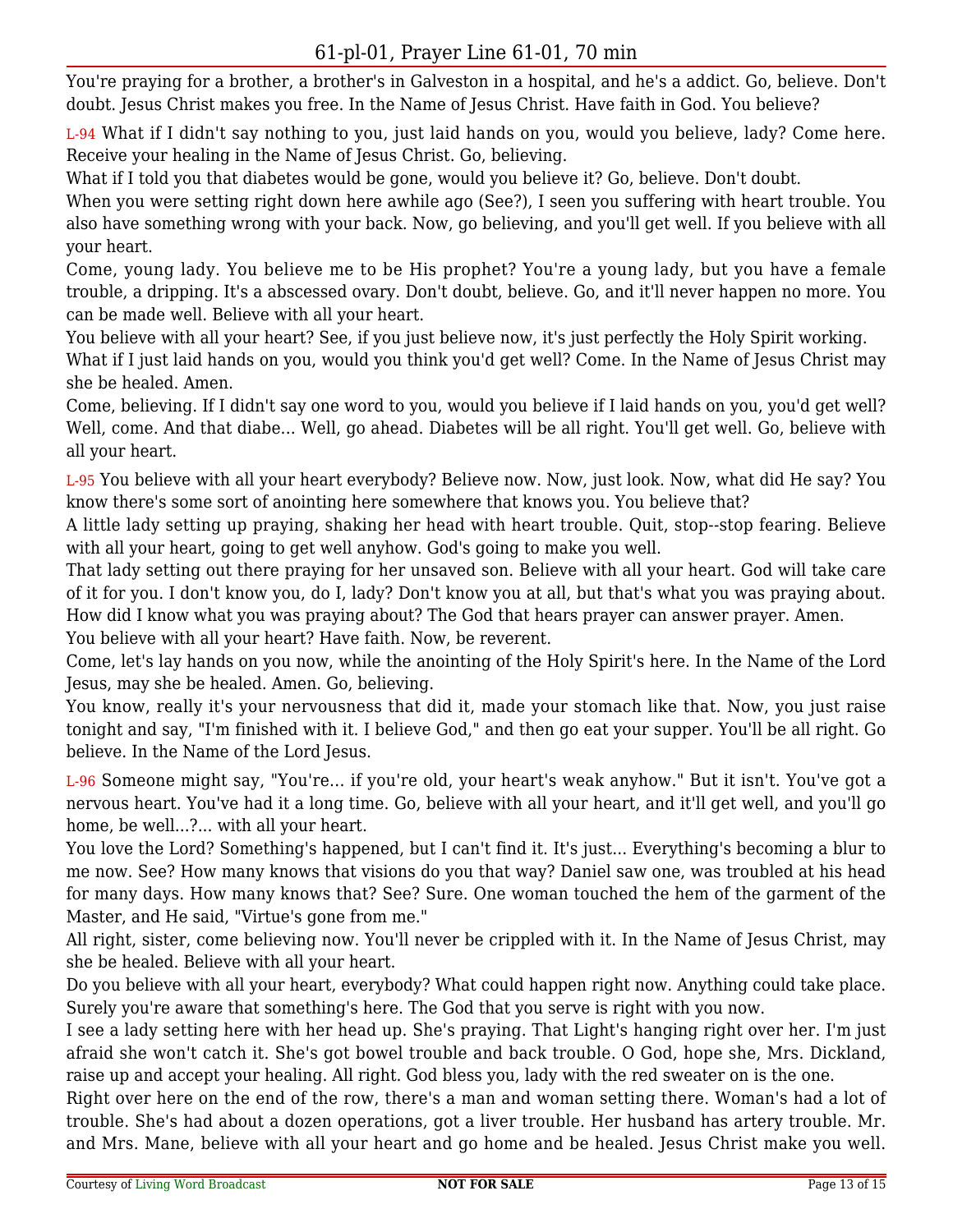You're praying for a brother, a brother's in Galveston in a hospital, and he's a addict. Go, believe. Don't doubt. Jesus Christ makes you free. In the Name of Jesus Christ. Have faith in God. You believe?

L-94 What if I didn't say nothing to you, just laid hands on you, would you believe, lady? Come here. Receive your healing in the Name of Jesus Christ. Go, believing.

What if I told you that diabetes would be gone, would you believe it? Go, believe. Don't doubt.

When you were setting right down here awhile ago (See?), I seen you suffering with heart trouble. You also have something wrong with your back. Now, go believing, and you'll get well. If you believe with all your heart.

Come, young lady. You believe me to be His prophet? You're a young lady, but you have a female trouble, a dripping. It's a abscessed ovary. Don't doubt, believe. Go, and it'll never happen no more. You can be made well. Believe with all your heart.

You believe with all your heart? See, if you just believe now, it's just perfectly the Holy Spirit working.

What if I just laid hands on you, would you think you'd get well? Come. In the Name of Jesus Christ may she be healed. Amen.

Come, believing. If I didn't say one word to you, would you believe if I laid hands on you, you'd get well? Well, come. And that diabe... Well, go ahead. Diabetes will be all right. You'll get well. Go, believe with all your heart.

L-95 You believe with all your heart everybody? Believe now. Now, just look. Now, what did He say? You know there's some sort of anointing here somewhere that knows you. You believe that?

A little lady setting up praying, shaking her head with heart trouble. Quit, stop--stop fearing. Believe with all your heart, going to get well anyhow. God's going to make you well.

That lady setting out there praying for her unsaved son. Believe with all your heart. God will take care of it for you. I don't know you, do I, lady? Don't know you at all, but that's what you was praying about. How did I know what you was praying about? The God that hears prayer can answer prayer. Amen.

You believe with all your heart? Have faith. Now, be reverent.

Come, let's lay hands on you now, while the anointing of the Holy Spirit's here. In the Name of the Lord Jesus, may she be healed. Amen. Go, believing.

You know, really it's your nervousness that did it, made your stomach like that. Now, you just raise tonight and say, "I'm finished with it. I believe God," and then go eat your supper. You'll be all right. Go believe. In the Name of the Lord Jesus.

L-96 Someone might say, "You're... if you're old, your heart's weak anyhow." But it isn't. You've got a nervous heart. You've had it a long time. Go, believe with all your heart, and it'll get well, and you'll go home, be well...?... with all your heart.

You love the Lord? Something's happened, but I can't find it. It's just... Everything's becoming a blur to me now. See? How many knows that visions do you that way? Daniel saw one, was troubled at his head for many days. How many knows that? See? Sure. One woman touched the hem of the garment of the Master, and He said, "Virtue's gone from me."

All right, sister, come believing now. You'll never be crippled with it. In the Name of Jesus Christ, may she be healed. Believe with all your heart.

Do you believe with all your heart, everybody? What could happen right now. Anything could take place. Surely you're aware that something's here. The God that you serve is right with you now.

I see a lady setting here with her head up. She's praying. That Light's hanging right over her. I'm just afraid she won't catch it. She's got bowel trouble and back trouble. O God, hope she, Mrs. Dickland, raise up and accept your healing. All right. God bless you, lady with the red sweater on is the one.

Right over here on the end of the row, there's a man and woman setting there. Woman's had a lot of trouble. She's had about a dozen operations, got a liver trouble. Her husband has artery trouble. Mr. and Mrs. Mane, believe with all your heart and go home and be healed. Jesus Christ make you well.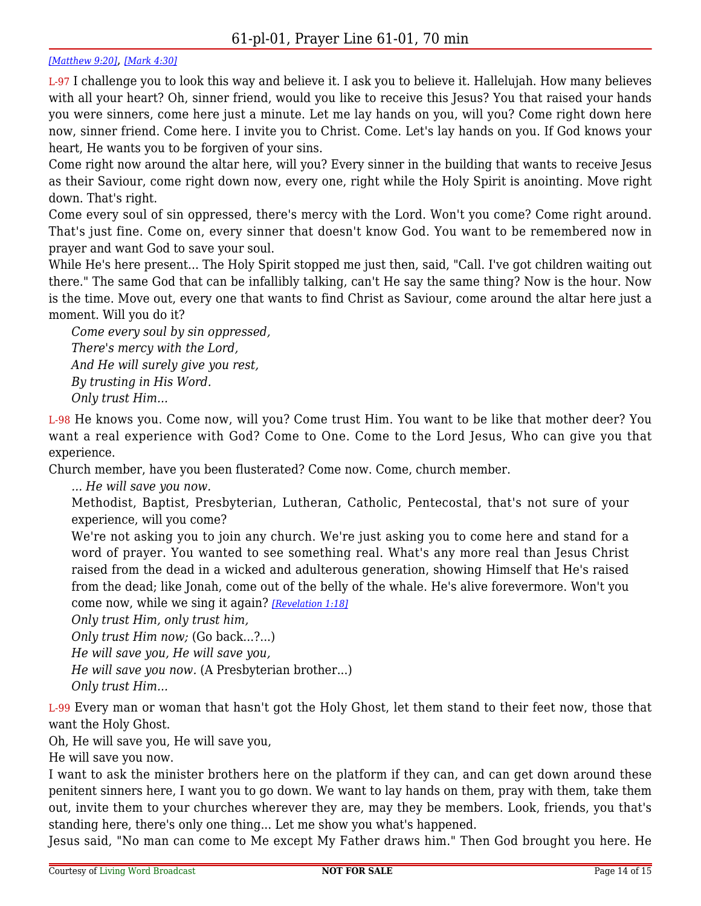*[Matthew 9:20]*, *[Mark 4:30]*

L-97 I challenge you to look this way and believe it. I ask you to believe it. Hallelujah. How many believes with all your heart? Oh, sinner friend, would you like to receive this Jesus? You that raised your hands you were sinners, come here just a minute. Let me lay hands on you, will you? Come right down here now, sinner friend. Come here. I invite you to Christ. Come. Let's lay hands on you. If God knows your heart, He wants you to be forgiven of your sins.

Come right now around the altar here, will you? Every sinner in the building that wants to receive Jesus as their Saviour, come right down now, every one, right while the Holy Spirit is anointing. Move right down. That's right.

Come every soul of sin oppressed, there's mercy with the Lord. Won't you come? Come right around. That's just fine. Come on, every sinner that doesn't know God. You want to be remembered now in prayer and want God to save your soul.

While He's here present... The Holy Spirit stopped me just then, said, "Call. I've got children waiting out there." The same God that can be infallibly talking, can't He say the same thing? Now is the hour. Now is the time. Move out, every one that wants to find Christ as Saviour, come around the altar here just a moment. Will you do it?

> *Come every soul by sin oppressed,*
> *There's mercy with the Lord,*
> *And He will surely give you rest,*
> *By trusting in His Word.*
> *Only trust Him...*

L-98 He knows you. Come now, will you? Come trust Him. You want to be like that mother deer? You want a real experience with God? Come to One. Come to the Lord Jesus, Who can give you that experience.

Church member, have you been flusterated? Come now. Come, church member.

> *... He will save you now.*
>
> Methodist, Baptist, Presbyterian, Lutheran, Catholic, Pentecostal, that's not sure of your experience, will you come?
>
> We're not asking you to join any church. We're just asking you to come here and stand for a word of prayer. You wanted to see something real. What's any more real than Jesus Christ raised from the dead in a wicked and adulterous generation, showing Himself that He's raised from the dead; like Jonah, come out of the belly of the whale. He's alive forevermore. Won't you come now, while we sing it again? *[Revelation 1:18]*
>
> *Only trust Him, only trust him,*
> *Only trust Him now;* (Go back...?...)
> *He will save you, He will save you,*
> *He will save you now.* (A Presbyterian brother...)
> *Only trust Him...*

L-99 Every man or woman that hasn't got the Holy Ghost, let them stand to their feet now, those that want the Holy Ghost.

Oh, He will save you, He will save you,

He will save you now.

I want to ask the minister brothers here on the platform if they can, and can get down around these penitent sinners here, I want you to go down. We want to lay hands on them, pray with them, take them out, invite them to your churches wherever they are, may they be members. Look, friends, you that's standing here, there's only one thing... Let me show you what's happened.

Jesus said, "No man can come to Me except My Father draws him." Then God brought you here. He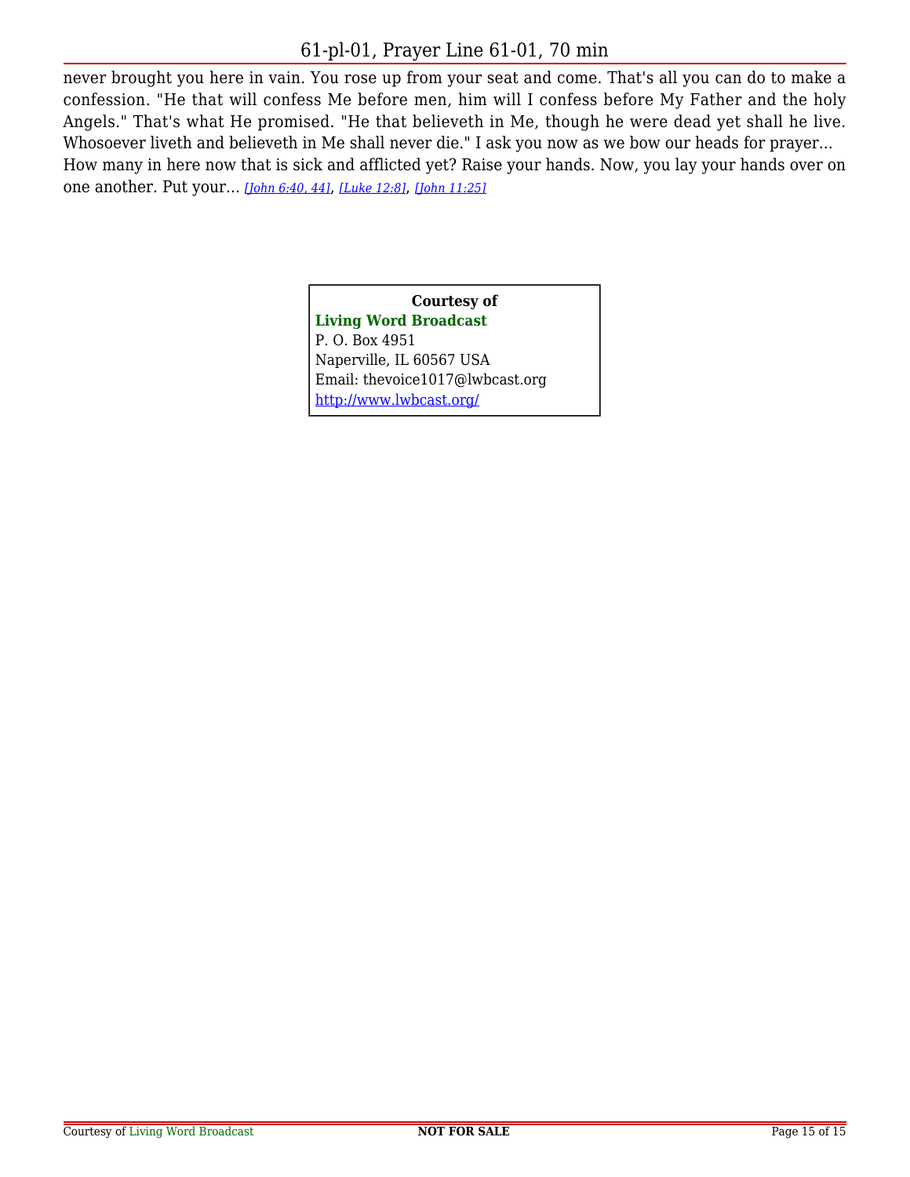never brought you here in vain. You rose up from your seat and come. That's all you can do to make a confession. "He that will confess Me before men, him will I confess before My Father and the holy Angels." That's what He promised. "He that believeth in Me, though he were dead yet shall he live. Whosoever liveth and believeth in Me shall never die." I ask you now as we bow our heads for prayer... How many in here now that is sick and afflicted yet? Raise your hands. Now, you lay your hands over on one another. Put your... *[John 6:40, 44]*, *[Luke 12:8]*, *[John 11:25]*

**Courtesy of**
**Living Word Broadcast**
P. O. Box 4951
Naperville, IL 60567 USA
Email: thevoice1017@lwbcast.org
http://www.lwbcast.org/